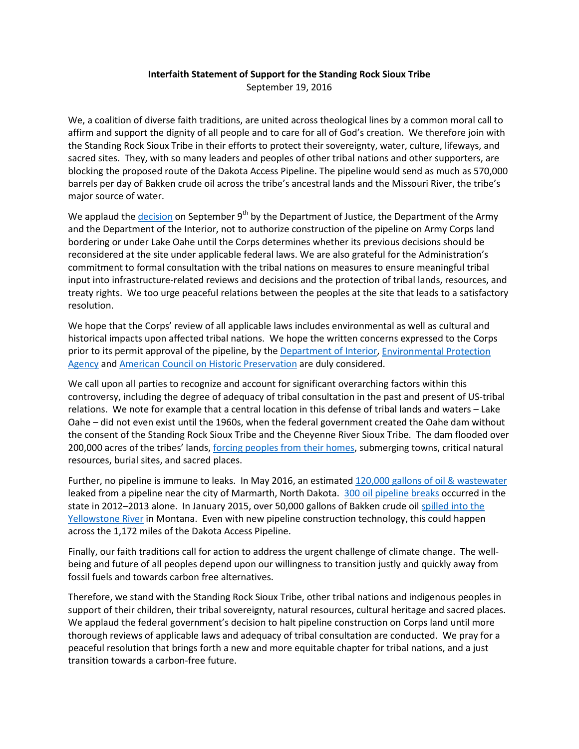**Interfaith Statement of Support for the Standing Rock Sioux Tribe**

September 19, 2016

We, a coalition of diverse faith traditions, are united across theological lines by a common moral call to affirm and support the dignity of all people and to care for all of God's creation. We therefore join with the Standing Rock Sioux Tribe in their efforts to protect their sovereignty, water, culture, lifeways, and sacred sites. They, with so many leaders and peoples of other tribal nations and other supporters, are blocking the proposed route of the Dakota Access Pipeline. The pipeline would send as much as 570,000 barrels per day of Bakken crude oil across the tribe's ancestral lands and the Missouri River, the tribe's major source of water.

We applaud the decision on September 9th by the Department of Justice, the Department of the Army and the Department of the Interior, not to authorize construction of the pipeline on Army Corps land bordering or under Lake Oahe until the Corps determines whether its previous decisions should be reconsidered at the site under applicable federal laws. We are also grateful for the Administration's commitment to formal consultation with the tribal nations on measures to ensure meaningful tribal input into infrastructure-related reviews and decisions and the protection of tribal lands, resources, and treaty rights. We too urge peaceful relations between the peoples at the site that leads to a satisfactory resolution.

We hope that the Corps' review of all applicable laws includes environmental as well as cultural and historical impacts upon affected tribal nations. We hope the written concerns expressed to the Corps prior to its permit approval of the pipeline, by the Department of Interior, Environmental Protection Agency and American Council on Historic Preservation are duly considered.

We call upon all parties to recognize and account for significant overarching factors within this controversy, including the degree of adequacy of tribal consultation in the past and present of US-tribal relations. We note for example that a central location in this defense of tribal lands and waters – Lake Oahe – did not even exist until the 1960s, when the federal government created the Oahe dam without the consent of the Standing Rock Sioux Tribe and the Cheyenne River Sioux Tribe. The dam flooded over 200,000 acres of the tribes' lands, forcing peoples from their homes, submerging towns, critical natural resources, burial sites, and sacred places.

Further, no pipeline is immune to leaks. In May 2016, an estimated 120,000 gallons of oil & wastewater leaked from a pipeline near the city of Marmarth, North Dakota. 300 oil pipeline breaks occurred in the state in 2012–2013 alone. In January 2015, over 50,000 gallons of Bakken crude oil spilled into the Yellowstone River in Montana. Even with new pipeline construction technology, this could happen across the 1,172 miles of the Dakota Access Pipeline.

Finally, our faith traditions call for action to address the urgent challenge of climate change. The well-being and future of all peoples depend upon our willingness to transition justly and quickly away from fossil fuels and towards carbon free alternatives.

Therefore, we stand with the Standing Rock Sioux Tribe, other tribal nations and indigenous peoples in support of their children, their tribal sovereignty, natural resources, cultural heritage and sacred places. We applaud the federal government's decision to halt pipeline construction on Corps land until more thorough reviews of applicable laws and adequacy of tribal consultation are conducted. We pray for a peaceful resolution that brings forth a new and more equitable chapter for tribal nations, and a just transition towards a carbon-free future.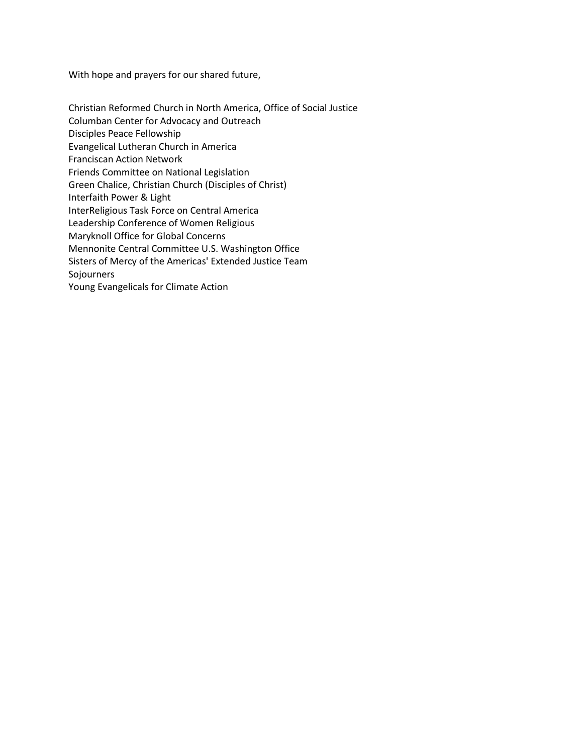With hope and prayers for our shared future,

Christian Reformed Church in North America, Office of Social Justice
Columban Center for Advocacy and Outreach
Disciples Peace Fellowship
Evangelical Lutheran Church in America
Franciscan Action Network
Friends Committee on National Legislation
Green Chalice, Christian Church (Disciples of Christ)
Interfaith Power & Light
InterReligious Task Force on Central America
Leadership Conference of Women Religious
Maryknoll Office for Global Concerns
Mennonite Central Committee U.S. Washington Office
Sisters of Mercy of the Americas' Extended Justice Team
Sojourners
Young Evangelicals for Climate Action